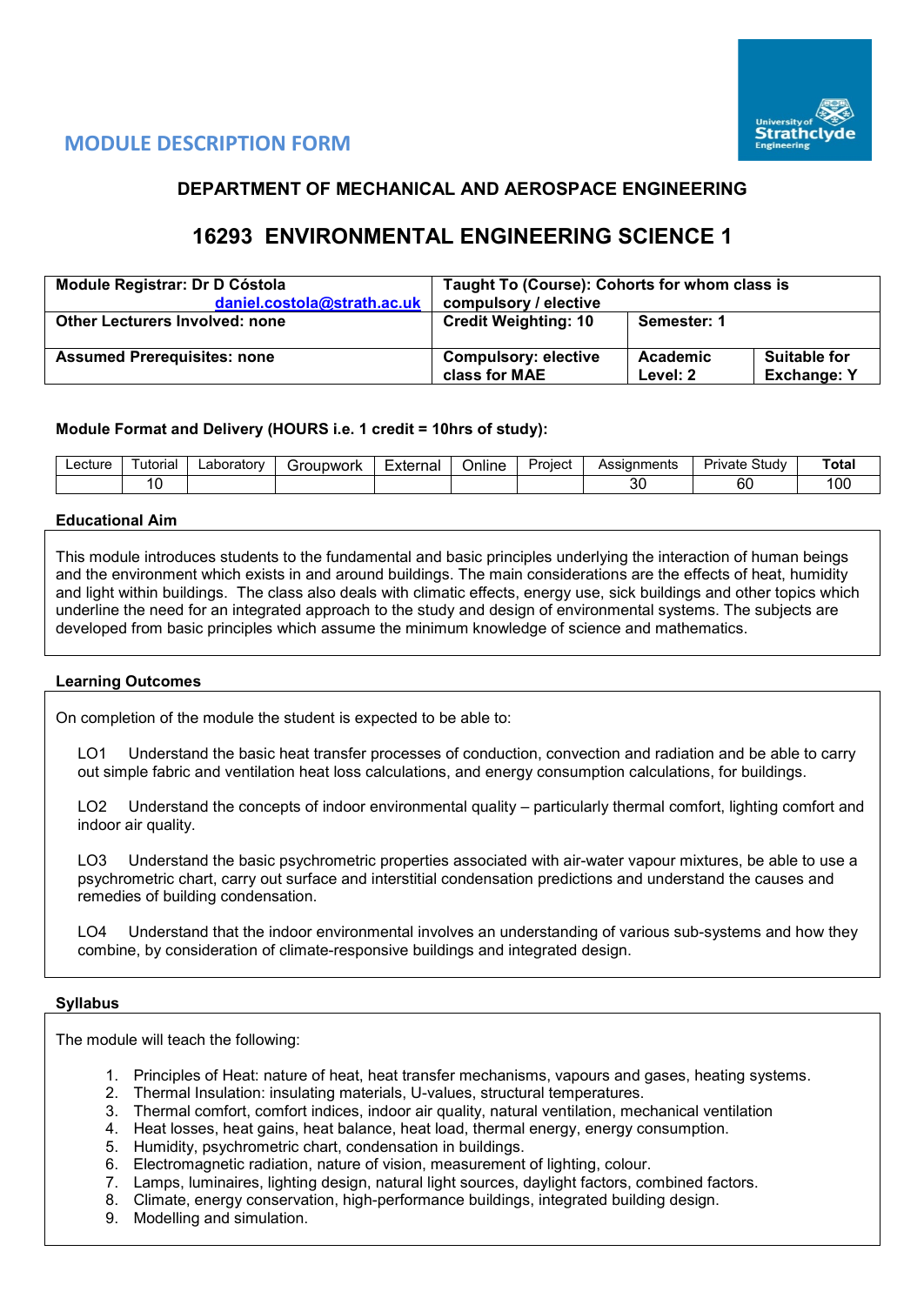# MODULE DESCRIPTION FORM

## DEPARTMENT OF MECHANICAL AND AEROSPACE ENGINEERING

## 16293 ENVIRONMENTAL ENGINEERING SCIENCE 1

| **Module Registrar: Dr D Cóstola** daniel.costola@strath.ac.uk | **Taught To (Course): Cohorts for whom class is compulsory / elective** | | |
|---|---|---|---|
| **Other Lecturers Involved: none** | **Credit Weighting: 10** | **Semester: 1** | |
| **Assumed Prerequisites: none** | **Compulsory: elective class for MAE** | **Academic Level: 2** | **Suitable for Exchange: Y** |

**Module Format and Delivery (HOURS i.e. 1 credit = 10hrs of study):**

| Lecture | Tutorial | Laboratory | Groupwork | External | Online | Project | Assignments | Private Study | **Total** |
|---|---|---|---|---|---|---|---|---|---|
| | 10 | | | | | | 30 | 60 | 100 |

**Educational Aim**

This module introduces students to the fundamental and basic principles underlying the interaction of human beings and the environment which exists in and around buildings. The main considerations are the effects of heat, humidity and light within buildings. The class also deals with climatic effects, energy use, sick buildings and other topics which underline the need for an integrated approach to the study and design of environmental systems. The subjects are developed from basic principles which assume the minimum knowledge of science and mathematics.

**Learning Outcomes**

On completion of the module the student is expected to be able to:

LO1 Understand the basic heat transfer processes of conduction, convection and radiation and be able to carry out simple fabric and ventilation heat loss calculations, and energy consumption calculations, for buildings.

LO2 Understand the concepts of indoor environmental quality – particularly thermal comfort, lighting comfort and indoor air quality.

LO3 Understand the basic psychrometric properties associated with air-water vapour mixtures, be able to use a psychrometric chart, carry out surface and interstitial condensation predictions and understand the causes and remedies of building condensation.

LO4 Understand that the indoor environmental involves an understanding of various sub-systems and how they combine, by consideration of climate-responsive buildings and integrated design.

**Syllabus**

The module will teach the following:

1. Principles of Heat: nature of heat, heat transfer mechanisms, vapours and gases, heating systems.
2. Thermal Insulation: insulating materials, U-values, structural temperatures.
3. Thermal comfort, comfort indices, indoor air quality, natural ventilation, mechanical ventilation
4. Heat losses, heat gains, heat balance, heat load, thermal energy, energy consumption.
5. Humidity, psychrometric chart, condensation in buildings.
6. Electromagnetic radiation, nature of vision, measurement of lighting, colour.
7. Lamps, luminaires, lighting design, natural light sources, daylight factors, combined factors.
8. Climate, energy conservation, high-performance buildings, integrated building design.
9. Modelling and simulation.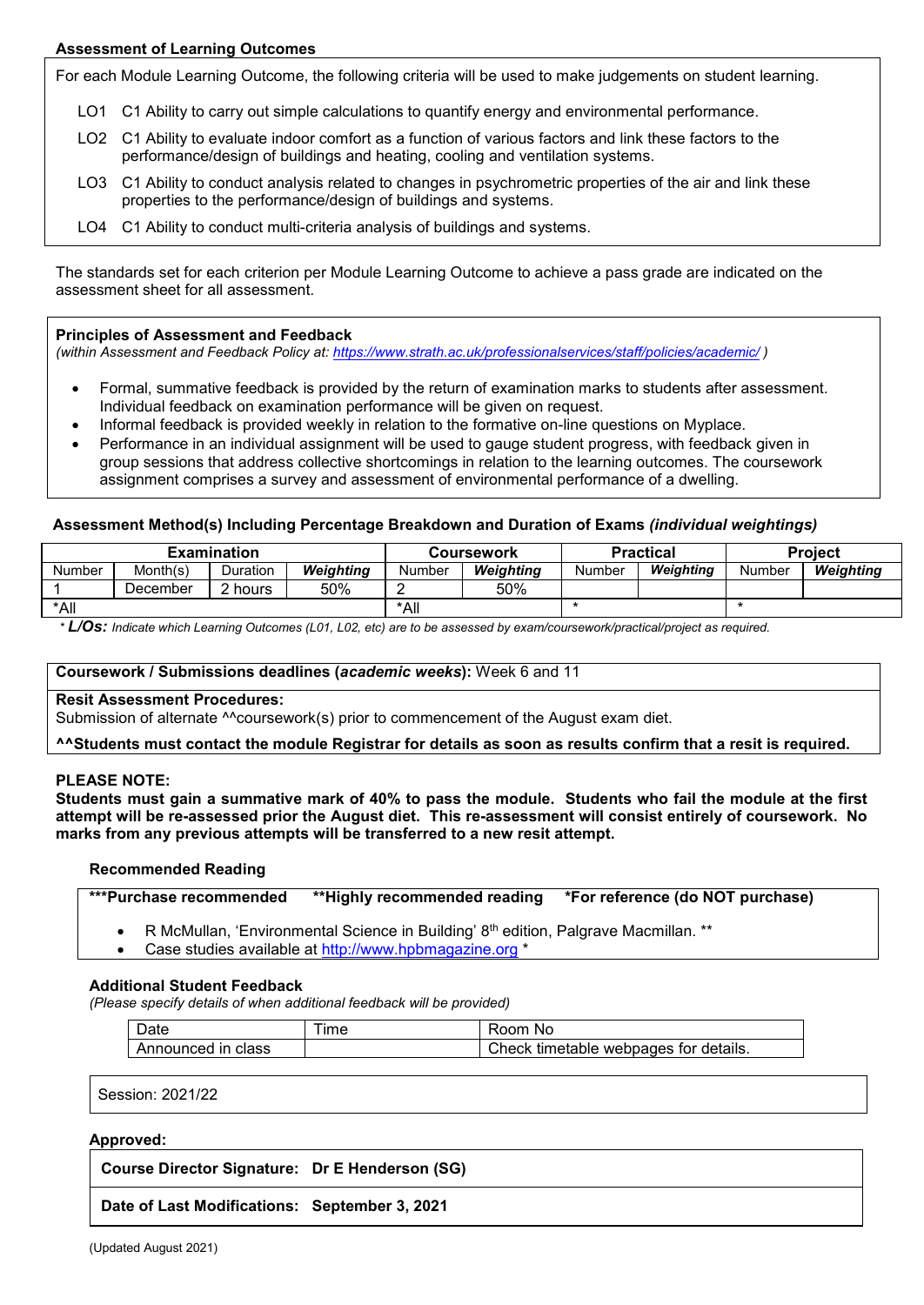### Assessment of Learning Outcomes

For each Module Learning Outcome, the following criteria will be used to make judgements on student learning.

- LO1 C1 Ability to carry out simple calculations to quantify energy and environmental performance.
- LO2 C1 Ability to evaluate indoor comfort as a function of various factors and link these factors to the performance/design of buildings and heating, cooling and ventilation systems.
- LO3 C1 Ability to conduct analysis related to changes in psychrometric properties of the air and link these properties to the performance/design of buildings and systems.
- LO4 C1 Ability to conduct multi-criteria analysis of buildings and systems.

The standards set for each criterion per Module Learning Outcome to achieve a pass grade are indicated on the assessment sheet for all assessment.

### Principles of Assessment and Feedback

*(within Assessment and Feedback Policy at: https://www.strath.ac.uk/professionalservices/staff/policies/academic/ )*

- Formal, summative feedback is provided by the return of examination marks to students after assessment. Individual feedback on examination performance will be given on request.
- Informal feedback is provided weekly in relation to the formative on-line questions on Myplace.
- Performance in an individual assignment will be used to gauge student progress, with feedback given in group sessions that address collective shortcomings in relation to the learning outcomes. The coursework assignment comprises a survey and assessment of environmental performance of a dwelling.

### Assessment Method(s) Including Percentage Breakdown and Duration of Exams *(individual weightings)*

| Examination | | | | Coursework | | Practical | | Project | |
|---|---|---|---|---|---|---|---|---|---|
| Number | Month(s) | Duration | *Weighting* | Number | *Weighting* | Number | *Weighting* | Number | *Weighting* |
| 1 | December | 2 hours | 50% | 2 | 50% | | | | |
| *All | | | | *All | | * | | * | |

* ***L/Os:*** *Indicate which Learning Outcomes (L01, L02, etc) are to be assessed by exam/coursework/practical/project as required.*

**Coursework / Submissions deadlines (*academic weeks*):** Week 6 and 11

**Resit Assessment Procedures:**
Submission of alternate ^^coursework(s) prior to commencement of the August exam diet.

**^^Students must contact the module Registrar for details as soon as results confirm that a resit is required.**

**PLEASE NOTE:**
**Students must gain a summative mark of 40% to pass the module. Students who fail the module at the first attempt will be re-assessed prior the August diet. This re-assessment will consist entirely of coursework. No marks from any previous attempts will be transferred to a new resit attempt.**

### Recommended Reading

**\*\*\*Purchase recommended** **\*\*Highly recommended reading** **\*For reference (do NOT purchase)**

- R McMullan, 'Environmental Science in Building' 8th edition, Palgrave Macmillan. **
- Case studies available at http://www.hpbmagazine.org *

### Additional Student Feedback

*(Please specify details of when additional feedback will be provided)*

| Date | Time | Room No |
|---|---|---|
| Announced in class | | Check timetable webpages for details. |

Session: 2021/22

**Approved:**

**Course Director Signature: Dr E Henderson (SG)**

**Date of Last Modifications: September 3, 2021**

(Updated August 2021)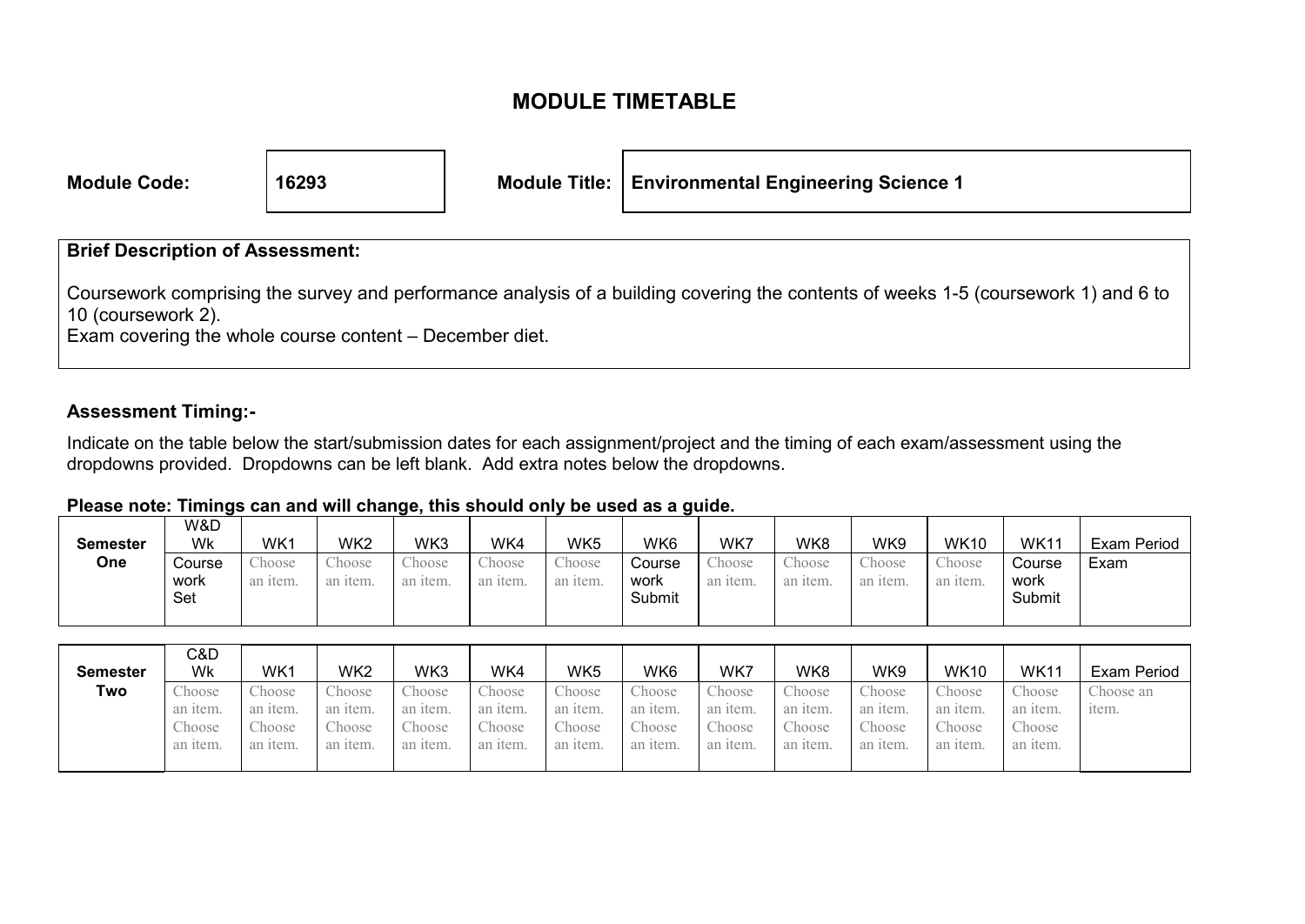# MODULE TIMETABLE

**Module Code:** 16293 **Module Title:** Environmental Engineering Science 1

**Brief Description of Assessment:**

Coursework comprising the survey and performance analysis of a building covering the contents of weeks 1-5 (coursework 1) and 6 to 10 (coursework 2).
Exam covering the whole course content – December diet.

**Assessment Timing:-**

Indicate on the table below the start/submission dates for each assignment/project and the timing of each exam/assessment using the dropdowns provided. Dropdowns can be left blank. Add extra notes below the dropdowns.

**Please note: Timings can and will change, this should only be used as a guide.**

| Semester One | W&D Wk | WK1 | WK2 | WK3 | WK4 | WK5 | WK6 | WK7 | WK8 | WK9 | WK10 | WK11 | Exam Period |
|---|---|---|---|---|---|---|---|---|---|---|---|---|---|
| | Course work Set | Choose an item. | Choose an item. | Choose an item. | Choose an item. | Choose an item. | Course work Submit | Choose an item. | Choose an item. | Choose an item. | Choose an item. | Course work Submit | Exam |

| Semester Two | C&D Wk | WK1 | WK2 | WK3 | WK4 | WK5 | WK6 | WK7 | WK8 | WK9 | WK10 | WK11 | Exam Period |
|---|---|---|---|---|---|---|---|---|---|---|---|---|---|
| | Choose an item. Choose an item. | Choose an item. Choose an item. | Choose an item. Choose an item. | Choose an item. Choose an item. | Choose an item. Choose an item. | Choose an item. Choose an item. | Choose an item. Choose an item. | Choose an item. Choose an item. | Choose an item. Choose an item. | Choose an item. Choose an item. | Choose an item. Choose an item. | Choose an item. Choose an item. | Choose an item. |